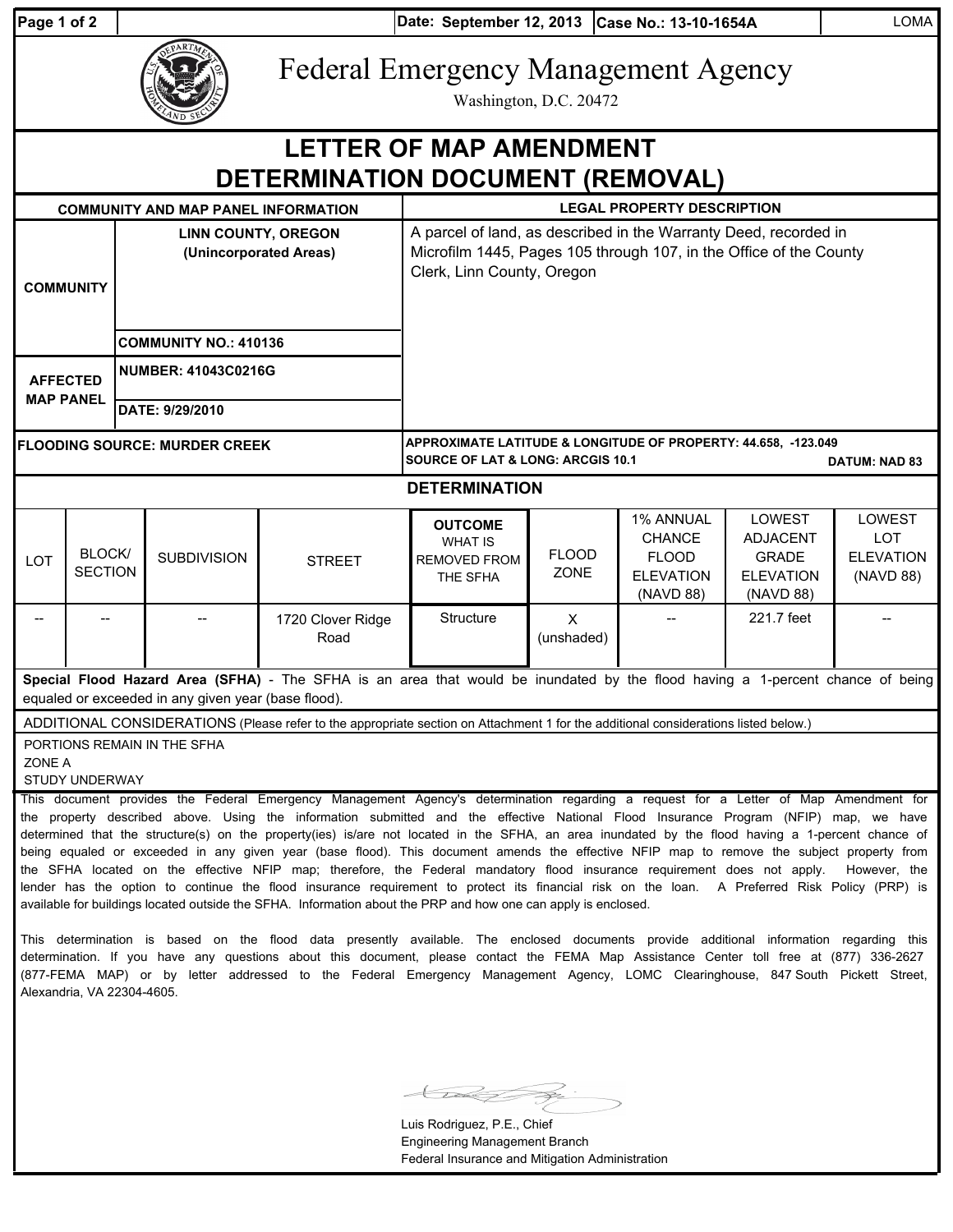Date: September 12, 2013 | Case No.: 13-10-1654A | LOMA

# Federal Emergency Management Agency

Washington, D.C. 20472

# LETTER OF MAP AMENDMENT DETERMINATION DOCUMENT (REMOVAL)

| COMMUNITY AND MAP PANEL INFORMATION | | LEGAL PROPERTY DESCRIPTION |
|---|---|---|
| COMMUNITY | LINN COUNTY, OREGON (Unincorporated Areas) | A parcel of land, as described in the Warranty Deed, recorded in Microfilm 1445, Pages 105 through 107, in the Office of the County Clerk, Linn County, Oregon |
| | COMMUNITY NO.: 410136 | |
| AFFECTED MAP PANEL | NUMBER: 41043C0216G | |
| | DATE: 9/29/2010 | |
| FLOODING SOURCE: MURDER CREEK | | APPROXIMATE LATITUDE & LONGITUDE OF PROPERTY: 44.658, -123.049<br>SOURCE OF LAT & LONG: ARCGIS 10.1 DATUM: NAD 83 |

## DETERMINATION

| LOT | BLOCK/ SECTION | SUBDIVISION | STREET | OUTCOME WHAT IS REMOVED FROM THE SFHA | FLOOD ZONE | 1% ANNUAL CHANCE FLOOD ELEVATION (NAVD 88) | LOWEST ADJACENT GRADE ELEVATION (NAVD 88) | LOWEST LOT ELEVATION (NAVD 88) |
|---|---|---|---|---|---|---|---|---|
| -- | -- | -- | 1720 Clover Ridge Road | Structure | X (unshaded) | -- | 221.7 feet | -- |

**Special Flood Hazard Area (SFHA)** - The SFHA is an area that would be inundated by the flood having a 1-percent chance of being equaled or exceeded in any given year (base flood).

ADDITIONAL CONSIDERATIONS (Please refer to the appropriate section on Attachment 1 for the additional considerations listed below.)

PORTIONS REMAIN IN THE SFHA
ZONE A
STUDY UNDERWAY

This document provides the Federal Emergency Management Agency's determination regarding a request for a Letter of Map Amendment for the property described above. Using the information submitted and the effective National Flood Insurance Program (NFIP) map, we have determined that the structure(s) on the property(ies) is/are not located in the SFHA, an area inundated by the flood having a 1-percent chance of being equaled or exceeded in any given year (base flood). This document amends the effective NFIP map to remove the subject property from the SFHA located on the effective NFIP map; therefore, the Federal mandatory flood insurance requirement does not apply. However, the lender has the option to continue the flood insurance requirement to protect its financial risk on the loan. A Preferred Risk Policy (PRP) is available for buildings located outside the SFHA. Information about the PRP and how one can apply is enclosed.

This determination is based on the flood data presently available. The enclosed documents provide additional information regarding this determination. If you have any questions about this document, please contact the FEMA Map Assistance Center toll free at (877) 336-2627 (877-FEMA MAP) or by letter addressed to the Federal Emergency Management Agency, LOMC Clearinghouse, 847 South Pickett Street, Alexandria, VA 22304-4605.

Luis Rodriguez, P.E., Chief
Engineering Management Branch
Federal Insurance and Mitigation Administration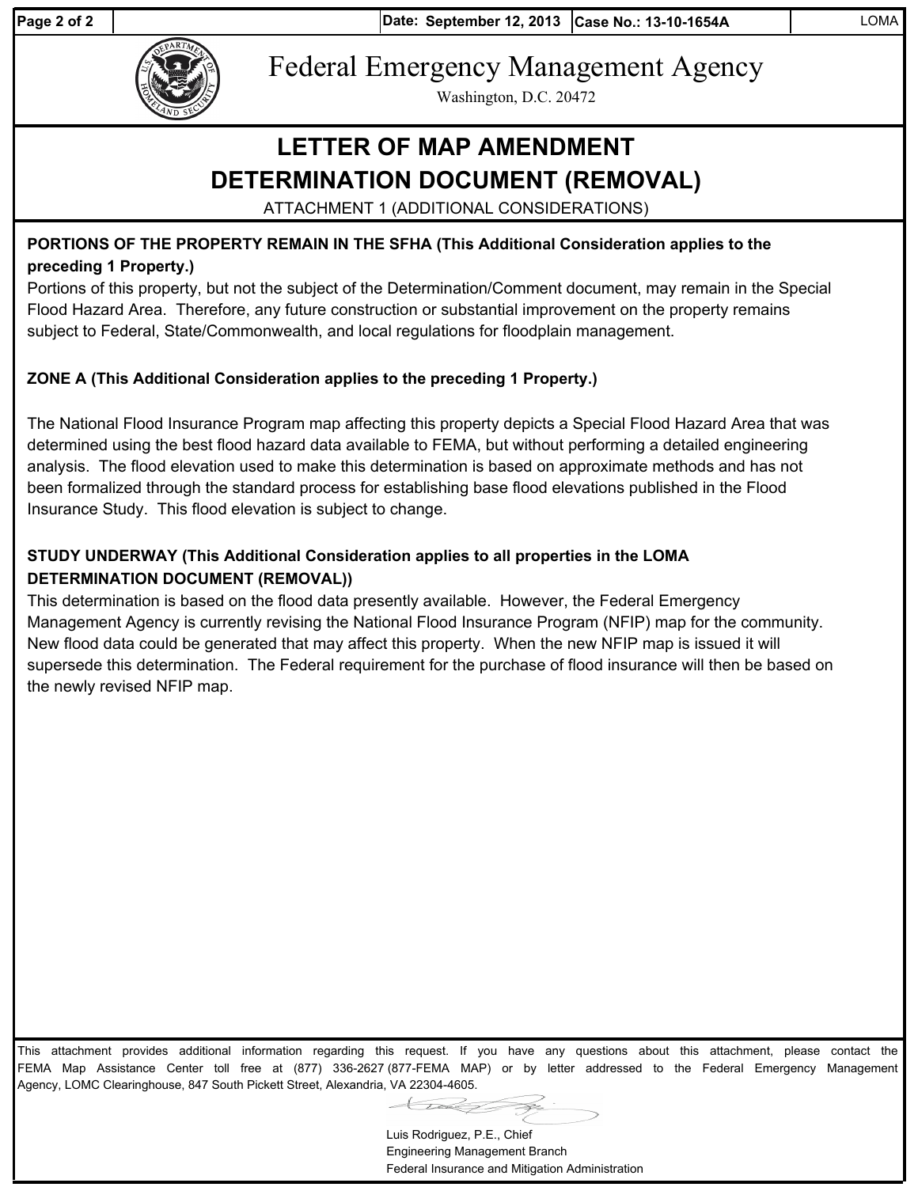Date: September 12, 2013 | Case No.: 13-10-1654A | LOMA

# Federal Emergency Management Agency

Washington, D.C. 20472

## LETTER OF MAP AMENDMENT DETERMINATION DOCUMENT (REMOVAL)

ATTACHMENT 1 (ADDITIONAL CONSIDERATIONS)

**PORTIONS OF THE PROPERTY REMAIN IN THE SFHA (This Additional Consideration applies to the preceding 1 Property.)**

Portions of this property, but not the subject of the Determination/Comment document, may remain in the Special Flood Hazard Area. Therefore, any future construction or substantial improvement on the property remains subject to Federal, State/Commonwealth, and local regulations for floodplain management.

**ZONE A (This Additional Consideration applies to the preceding 1 Property.)**

The National Flood Insurance Program map affecting this property depicts a Special Flood Hazard Area that was determined using the best flood hazard data available to FEMA, but without performing a detailed engineering analysis. The flood elevation used to make this determination is based on approximate methods and has not been formalized through the standard process for establishing base flood elevations published in the Flood Insurance Study. This flood elevation is subject to change.

**STUDY UNDERWAY (This Additional Consideration applies to all properties in the LOMA DETERMINATION DOCUMENT (REMOVAL))**

This determination is based on the flood data presently available. However, the Federal Emergency Management Agency is currently revising the National Flood Insurance Program (NFIP) map for the community. New flood data could be generated that may affect this property. When the new NFIP map is issued it will supersede this determination. The Federal requirement for the purchase of flood insurance will then be based on the newly revised NFIP map.

This attachment provides additional information regarding this request. If you have any questions about this attachment, please contact the FEMA Map Assistance Center toll free at (877) 336-2627 (877-FEMA MAP) or by letter addressed to the Federal Emergency Management Agency, LOMC Clearinghouse, 847 South Pickett Street, Alexandria, VA 22304-4605.

Luis Rodriguez, P.E., Chief
Engineering Management Branch
Federal Insurance and Mitigation Administration